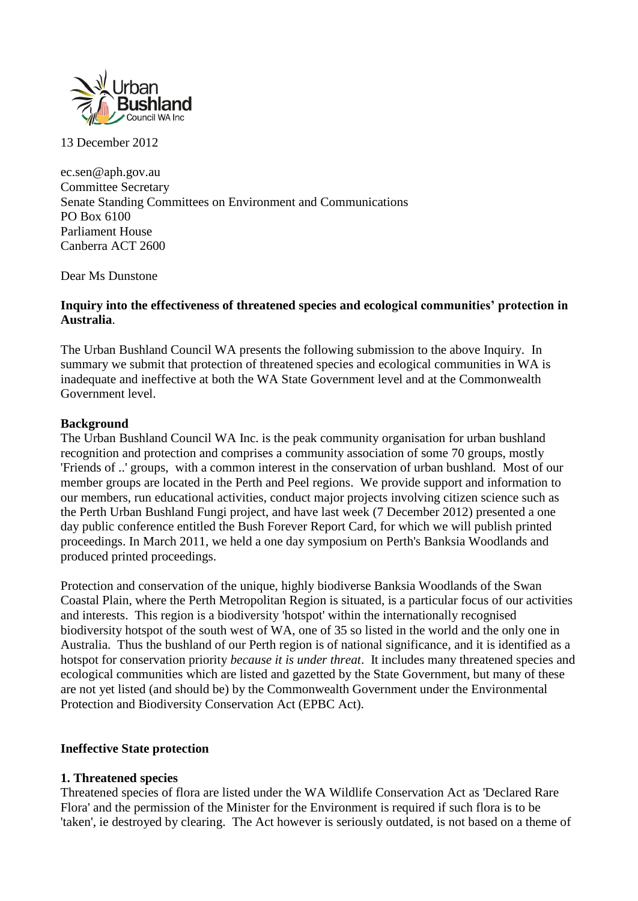13 December 2012

ec.sen@aph.gov.au
Committee Secretary
Senate Standing Committees on Environment and Communications
PO Box 6100
Parliament House
Canberra ACT 2600

Dear Ms Dunstone

**Inquiry into the effectiveness of threatened species and ecological communities' protection in Australia**.

The Urban Bushland Council WA presents the following submission to the above Inquiry. In summary we submit that protection of threatened species and ecological communities in WA is inadequate and ineffective at both the WA State Government level and at the Commonwealth Government level.

**Background**

The Urban Bushland Council WA Inc. is the peak community organisation for urban bushland recognition and protection and comprises a community association of some 70 groups, mostly 'Friends of ..' groups, with a common interest in the conservation of urban bushland. Most of our member groups are located in the Perth and Peel regions. We provide support and information to our members, run educational activities, conduct major projects involving citizen science such as the Perth Urban Bushland Fungi project, and have last week (7 December 2012) presented a one day public conference entitled the Bush Forever Report Card, for which we will publish printed proceedings. In March 2011, we held a one day symposium on Perth's Banksia Woodlands and produced printed proceedings.

Protection and conservation of the unique, highly biodiverse Banksia Woodlands of the Swan Coastal Plain, where the Perth Metropolitan Region is situated, is a particular focus of our activities and interests. This region is a biodiversity 'hotspot' within the internationally recognised biodiversity hotspot of the south west of WA, one of 35 so listed in the world and the only one in Australia. Thus the bushland of our Perth region is of national significance, and it is identified as a hotspot for conservation priority *because it is under threat*. It includes many threatened species and ecological communities which are listed and gazetted by the State Government, but many of these are not yet listed (and should be) by the Commonwealth Government under the Environmental Protection and Biodiversity Conservation Act (EPBC Act).

**Ineffective State protection**

**1. Threatened species**

Threatened species of flora are listed under the WA Wildlife Conservation Act as 'Declared Rare Flora' and the permission of the Minister for the Environment is required if such flora is to be 'taken', ie destroyed by clearing. The Act however is seriously outdated, is not based on a theme of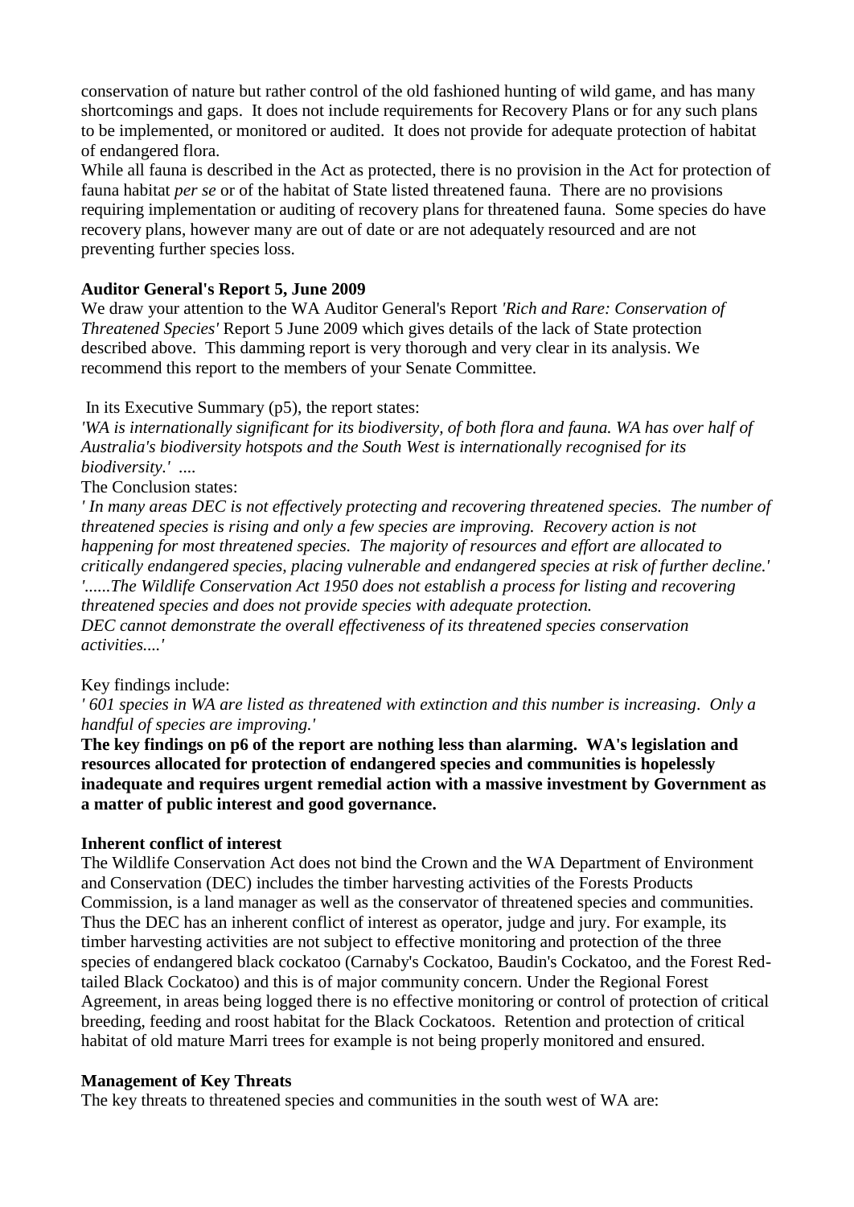conservation of nature but rather control of the old fashioned hunting of wild game, and has many shortcomings and gaps. It does not include requirements for Recovery Plans or for any such plans to be implemented, or monitored or audited. It does not provide for adequate protection of habitat of endangered flora.

While all fauna is described in the Act as protected, there is no provision in the Act for protection of fauna habitat *per se* or of the habitat of State listed threatened fauna. There are no provisions requiring implementation or auditing of recovery plans for threatened fauna. Some species do have recovery plans, however many are out of date or are not adequately resourced and are not preventing further species loss.

**Auditor General's Report 5, June 2009**

We draw your attention to the WA Auditor General's Report *'Rich and Rare: Conservation of Threatened Species'* Report 5 June 2009 which gives details of the lack of State protection described above. This damming report is very thorough and very clear in its analysis. We recommend this report to the members of your Senate Committee.

In its Executive Summary (p5), the report states:

*'WA is internationally significant for its biodiversity, of both flora and fauna. WA has over half of Australia's biodiversity hotspots and the South West is internationally recognised for its biodiversity.'* ....

The Conclusion states:

*' In many areas DEC is not effectively protecting and recovering threatened species. The number of threatened species is rising and only a few species are improving. Recovery action is not happening for most threatened species. The majority of resources and effort are allocated to critically endangered species, placing vulnerable and endangered species at risk of further decline.'*
*'......The Wildlife Conservation Act 1950 does not establish a process for listing and recovering threatened species and does not provide species with adequate protection.*
*DEC cannot demonstrate the overall effectiveness of its threatened species conservation activities....'*

Key findings include:

*' 601 species in WA are listed as threatened with extinction and this number is increasing. Only a handful of species are improving.'*

**The key findings on p6 of the report are nothing less than alarming. WA's legislation and resources allocated for protection of endangered species and communities is hopelessly inadequate and requires urgent remedial action with a massive investment by Government as a matter of public interest and good governance.**

**Inherent conflict of interest**

The Wildlife Conservation Act does not bind the Crown and the WA Department of Environment and Conservation (DEC) includes the timber harvesting activities of the Forests Products Commission, is a land manager as well as the conservator of threatened species and communities. Thus the DEC has an inherent conflict of interest as operator, judge and jury. For example, its timber harvesting activities are not subject to effective monitoring and protection of the three species of endangered black cockatoo (Carnaby's Cockatoo, Baudin's Cockatoo, and the Forest Red-tailed Black Cockatoo) and this is of major community concern. Under the Regional Forest Agreement, in areas being logged there is no effective monitoring or control of protection of critical breeding, feeding and roost habitat for the Black Cockatoos. Retention and protection of critical habitat of old mature Marri trees for example is not being properly monitored and ensured.

**Management of Key Threats**

The key threats to threatened species and communities in the south west of WA are: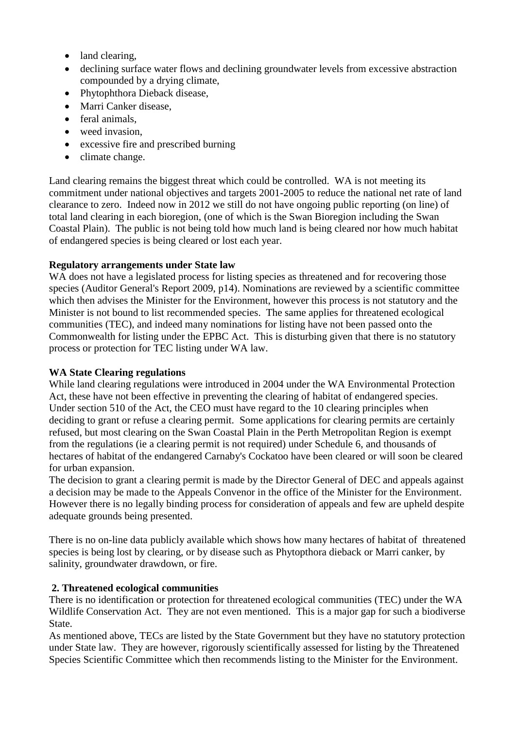- land clearing,
- declining surface water flows and declining groundwater levels from excessive abstraction compounded by a drying climate,
- Phytophthora Dieback disease,
- Marri Canker disease,
- feral animals,
- weed invasion,
- excessive fire and prescribed burning
- climate change.

Land clearing remains the biggest threat which could be controlled. WA is not meeting its commitment under national objectives and targets 2001-2005 to reduce the national net rate of land clearance to zero. Indeed now in 2012 we still do not have ongoing public reporting (on line) of total land clearing in each bioregion, (one of which is the Swan Bioregion including the Swan Coastal Plain). The public is not being told how much land is being cleared nor how much habitat of endangered species is being cleared or lost each year.

**Regulatory arrangements under State law**

WA does not have a legislated process for listing species as threatened and for recovering those species (Auditor General's Report 2009, p14). Nominations are reviewed by a scientific committee which then advises the Minister for the Environment, however this process is not statutory and the Minister is not bound to list recommended species. The same applies for threatened ecological communities (TEC), and indeed many nominations for listing have not been passed onto the Commonwealth for listing under the EPBC Act. This is disturbing given that there is no statutory process or protection for TEC listing under WA law.

**WA State Clearing regulations**

While land clearing regulations were introduced in 2004 under the WA Environmental Protection Act, these have not been effective in preventing the clearing of habitat of endangered species. Under section 510 of the Act, the CEO must have regard to the 10 clearing principles when deciding to grant or refuse a clearing permit. Some applications for clearing permits are certainly refused, but most clearing on the Swan Coastal Plain in the Perth Metropolitan Region is exempt from the regulations (ie a clearing permit is not required) under Schedule 6, and thousands of hectares of habitat of the endangered Carnaby's Cockatoo have been cleared or will soon be cleared for urban expansion.

The decision to grant a clearing permit is made by the Director General of DEC and appeals against a decision may be made to the Appeals Convenor in the office of the Minister for the Environment. However there is no legally binding process for consideration of appeals and few are upheld despite adequate grounds being presented.

There is no on-line data publicly available which shows how many hectares of habitat of threatened species is being lost by clearing, or by disease such as Phytopthora dieback or Marri canker, by salinity, groundwater drawdown, or fire.

**2. Threatened ecological communities**

There is no identification or protection for threatened ecological communities (TEC) under the WA Wildlife Conservation Act. They are not even mentioned. This is a major gap for such a biodiverse State.

As mentioned above, TECs are listed by the State Government but they have no statutory protection under State law. They are however, rigorously scientifically assessed for listing by the Threatened Species Scientific Committee which then recommends listing to the Minister for the Environment.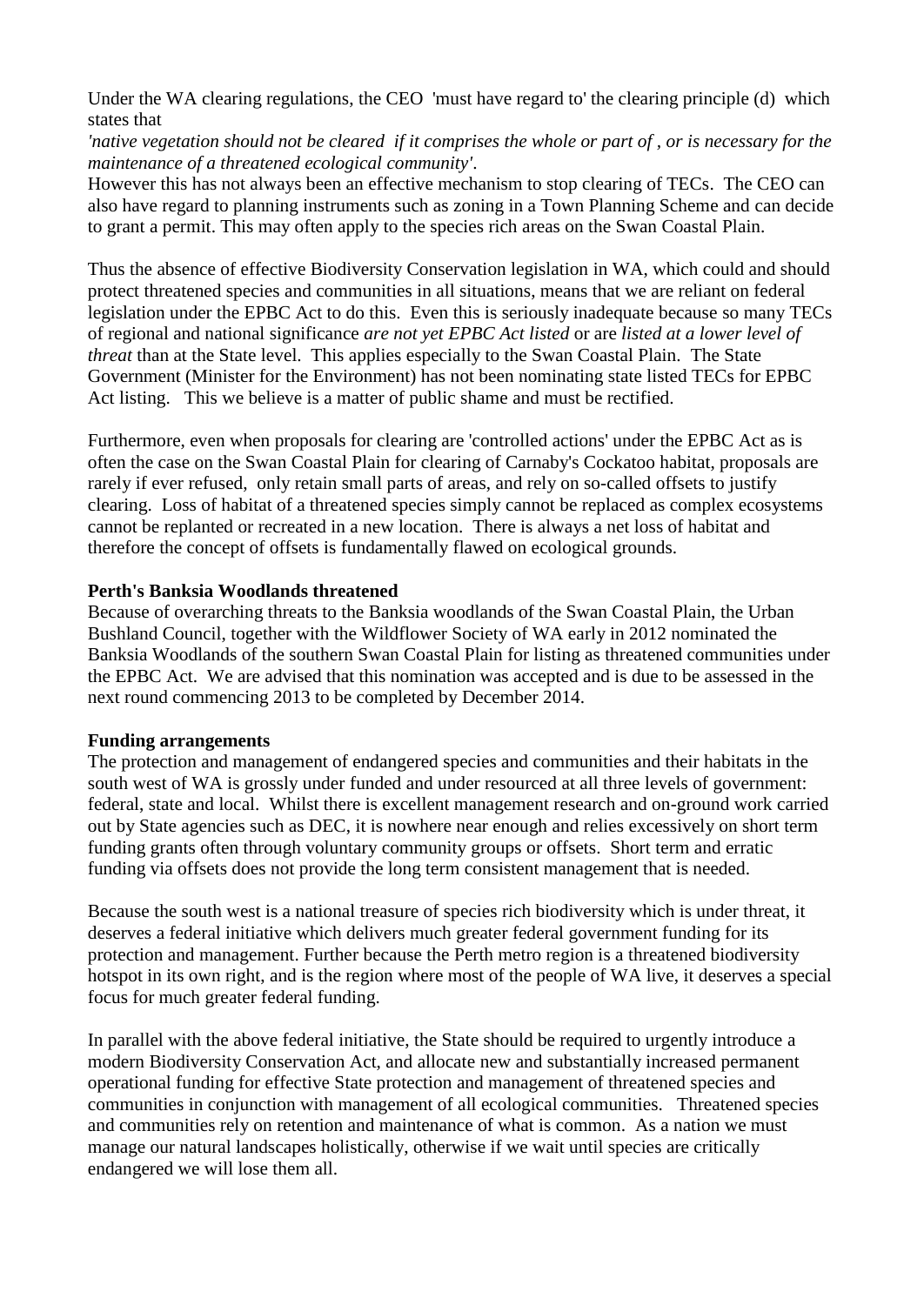Under the WA clearing regulations, the CEO 'must have regard to' the clearing principle (d) which states that

*'native vegetation should not be cleared if it comprises the whole or part of , or is necessary for the maintenance of a threatened ecological community'.*

However this has not always been an effective mechanism to stop clearing of TECs. The CEO can also have regard to planning instruments such as zoning in a Town Planning Scheme and can decide to grant a permit. This may often apply to the species rich areas on the Swan Coastal Plain.

Thus the absence of effective Biodiversity Conservation legislation in WA, which could and should protect threatened species and communities in all situations, means that we are reliant on federal legislation under the EPBC Act to do this. Even this is seriously inadequate because so many TECs of regional and national significance *are not yet EPBC Act listed* or are *listed at a lower level of threat* than at the State level. This applies especially to the Swan Coastal Plain. The State Government (Minister for the Environment) has not been nominating state listed TECs for EPBC Act listing. This we believe is a matter of public shame and must be rectified.

Furthermore, even when proposals for clearing are 'controlled actions' under the EPBC Act as is often the case on the Swan Coastal Plain for clearing of Carnaby's Cockatoo habitat, proposals are rarely if ever refused, only retain small parts of areas, and rely on so-called offsets to justify clearing. Loss of habitat of a threatened species simply cannot be replaced as complex ecosystems cannot be replanted or recreated in a new location. There is always a net loss of habitat and therefore the concept of offsets is fundamentally flawed on ecological grounds.

**Perth's Banksia Woodlands threatened**

Because of overarching threats to the Banksia woodlands of the Swan Coastal Plain, the Urban Bushland Council, together with the Wildflower Society of WA early in 2012 nominated the Banksia Woodlands of the southern Swan Coastal Plain for listing as threatened communities under the EPBC Act. We are advised that this nomination was accepted and is due to be assessed in the next round commencing 2013 to be completed by December 2014.

**Funding arrangements**

The protection and management of endangered species and communities and their habitats in the south west of WA is grossly under funded and under resourced at all three levels of government: federal, state and local. Whilst there is excellent management research and on-ground work carried out by State agencies such as DEC, it is nowhere near enough and relies excessively on short term funding grants often through voluntary community groups or offsets. Short term and erratic funding via offsets does not provide the long term consistent management that is needed.

Because the south west is a national treasure of species rich biodiversity which is under threat, it deserves a federal initiative which delivers much greater federal government funding for its protection and management. Further because the Perth metro region is a threatened biodiversity hotspot in its own right, and is the region where most of the people of WA live, it deserves a special focus for much greater federal funding.

In parallel with the above federal initiative, the State should be required to urgently introduce a modern Biodiversity Conservation Act, and allocate new and substantially increased permanent operational funding for effective State protection and management of threatened species and communities in conjunction with management of all ecological communities. Threatened species and communities rely on retention and maintenance of what is common. As a nation we must manage our natural landscapes holistically, otherwise if we wait until species are critically endangered we will lose them all.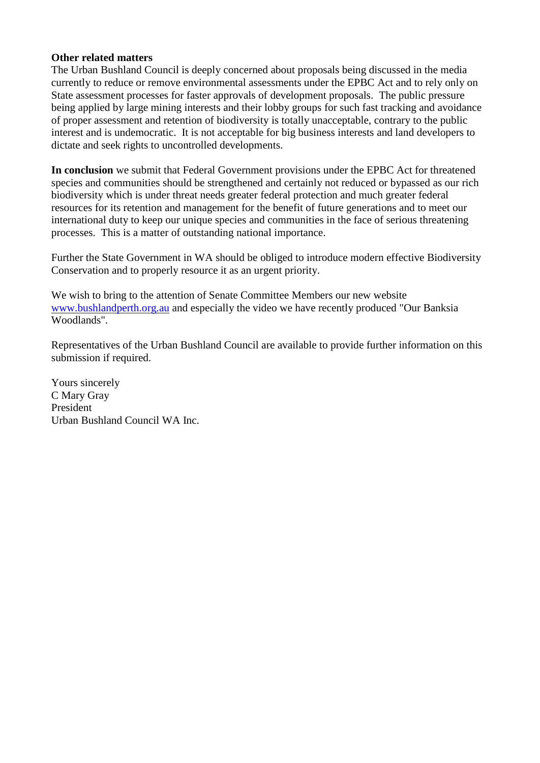**Other related matters**
The Urban Bushland Council is deeply concerned about proposals being discussed in the media currently to reduce or remove environmental assessments under the EPBC Act and to rely only on State assessment processes for faster approvals of development proposals. The public pressure being applied by large mining interests and their lobby groups for such fast tracking and avoidance of proper assessment and retention of biodiversity is totally unacceptable, contrary to the public interest and is undemocratic. It is not acceptable for big business interests and land developers to dictate and seek rights to uncontrolled developments.

**In conclusion** we submit that Federal Government provisions under the EPBC Act for threatened species and communities should be strengthened and certainly not reduced or bypassed as our rich biodiversity which is under threat needs greater federal protection and much greater federal resources for its retention and management for the benefit of future generations and to meet our international duty to keep our unique species and communities in the face of serious threatening processes. This is a matter of outstanding national importance.

Further the State Government in WA should be obliged to introduce modern effective Biodiversity Conservation and to properly resource it as an urgent priority.

We wish to bring to the attention of Senate Committee Members our new website [www.bushlandperth.org.au](http://www.bushlandperth.org.au) and especially the video we have recently produced "Our Banksia Woodlands".

Representatives of the Urban Bushland Council are available to provide further information on this submission if required.

Yours sincerely
C Mary Gray
President
Urban Bushland Council WA Inc.